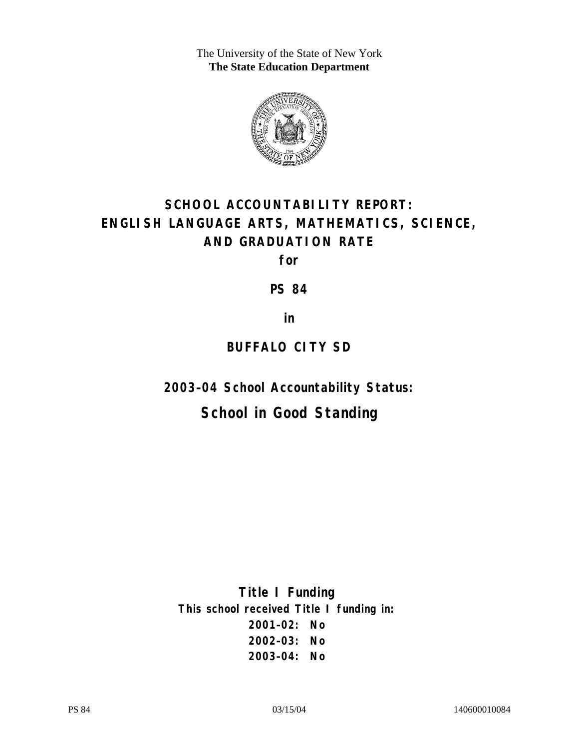The University of the State of New York
**The State Education Department**

# SCHOOL ACCOUNTABILITY REPORT: ENGLISH LANGUAGE ARTS, MATHEMATICS, SCIENCE, AND GRADUATION RATE

**for**

**PS 84**

**in**

**BUFFALO CITY SD**

## 2003–04 School Accountability Status:

## School in Good Standing

### Title I Funding

**This school received Title I funding in:**

**2001–02: No**
**2002–03: No**
**2003–04: No**

PS 84 03/15/04 140600010084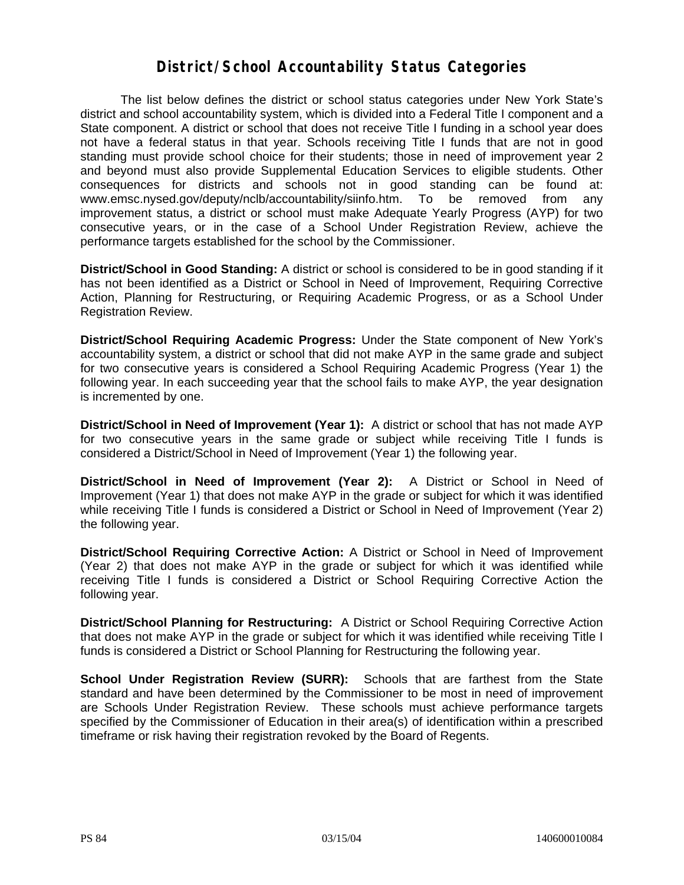# District/School Accountability Status Categories

The list below defines the district or school status categories under New York State's district and school accountability system, which is divided into a Federal Title I component and a State component. A district or school that does not receive Title I funding in a school year does not have a federal status in that year. Schools receiving Title I funds that are not in good standing must provide school choice for their students; those in need of improvement year 2 and beyond must also provide Supplemental Education Services to eligible students. Other consequences for districts and schools not in good standing can be found at: www.emsc.nysed.gov/deputy/nclb/accountability/siinfo.htm. To be removed from any improvement status, a district or school must make Adequate Yearly Progress (AYP) for two consecutive years, or in the case of a School Under Registration Review, achieve the performance targets established for the school by the Commissioner.

**District/School in Good Standing:** A district or school is considered to be in good standing if it has not been identified as a District or School in Need of Improvement, Requiring Corrective Action, Planning for Restructuring, or Requiring Academic Progress, or as a School Under Registration Review.

**District/School Requiring Academic Progress:** Under the State component of New York's accountability system, a district or school that did not make AYP in the same grade and subject for two consecutive years is considered a School Requiring Academic Progress (Year 1) the following year. In each succeeding year that the school fails to make AYP, the year designation is incremented by one.

**District/School in Need of Improvement (Year 1):** A district or school that has not made AYP for two consecutive years in the same grade or subject while receiving Title I funds is considered a District/School in Need of Improvement (Year 1) the following year.

**District/School in Need of Improvement (Year 2):** A District or School in Need of Improvement (Year 1) that does not make AYP in the grade or subject for which it was identified while receiving Title I funds is considered a District or School in Need of Improvement (Year 2) the following year.

**District/School Requiring Corrective Action:** A District or School in Need of Improvement (Year 2) that does not make AYP in the grade or subject for which it was identified while receiving Title I funds is considered a District or School Requiring Corrective Action the following year.

**District/School Planning for Restructuring:** A District or School Requiring Corrective Action that does not make AYP in the grade or subject for which it was identified while receiving Title I funds is considered a District or School Planning for Restructuring the following year.

**School Under Registration Review (SURR):** Schools that are farthest from the State standard and have been determined by the Commissioner to be most in need of improvement are Schools Under Registration Review. These schools must achieve performance targets specified by the Commissioner of Education in their area(s) of identification within a prescribed timeframe or risk having their registration revoked by the Board of Regents.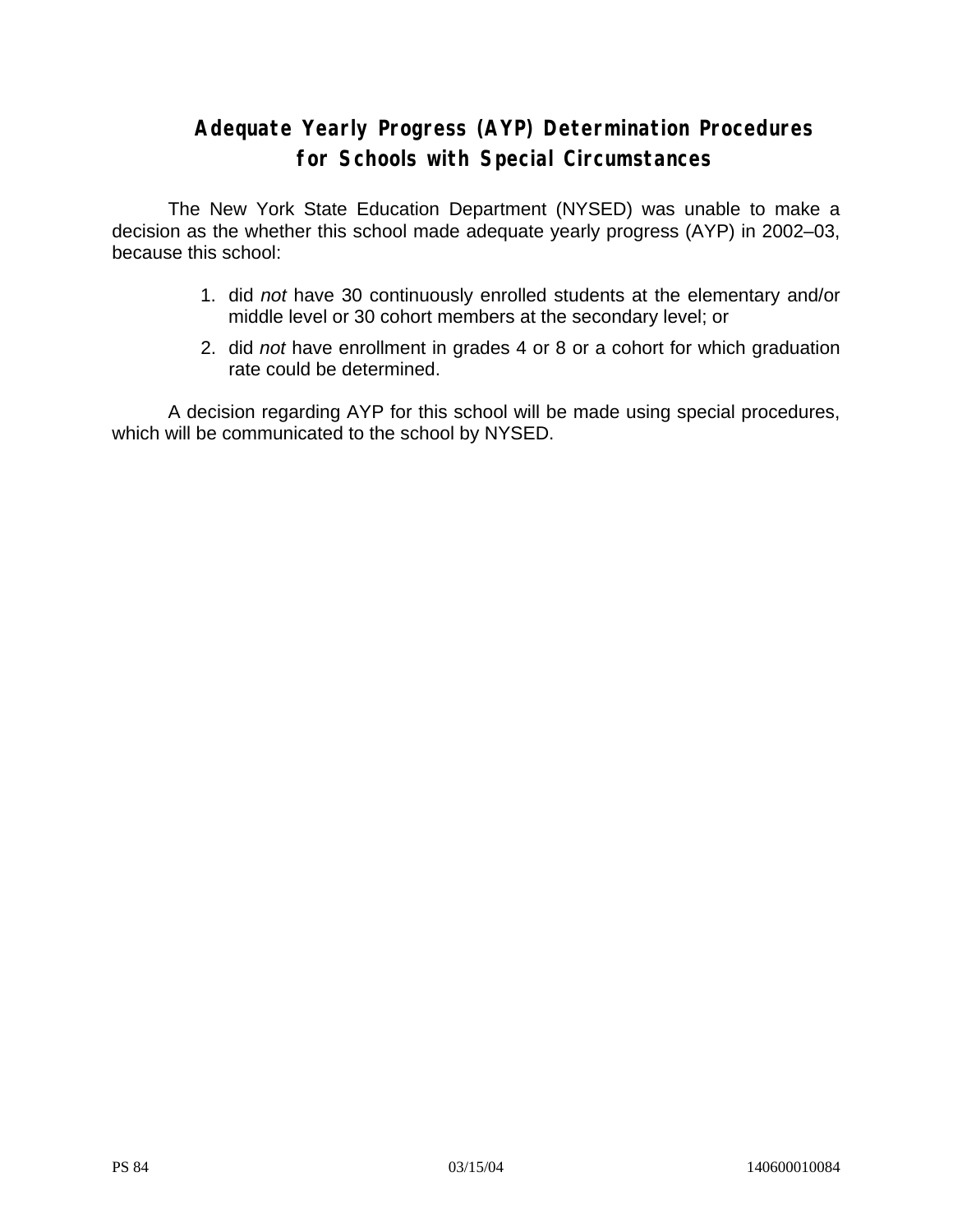# Adequate Yearly Progress (AYP) Determination Procedures for Schools with Special Circumstances

The New York State Education Department (NYSED) was unable to make a decision as the whether this school made adequate yearly progress (AYP) in 2002–03, because this school:

1. did *not* have 30 continuously enrolled students at the elementary and/or middle level or 30 cohort members at the secondary level; or
2. did *not* have enrollment in grades 4 or 8 or a cohort for which graduation rate could be determined.

A decision regarding AYP for this school will be made using special procedures, which will be communicated to the school by NYSED.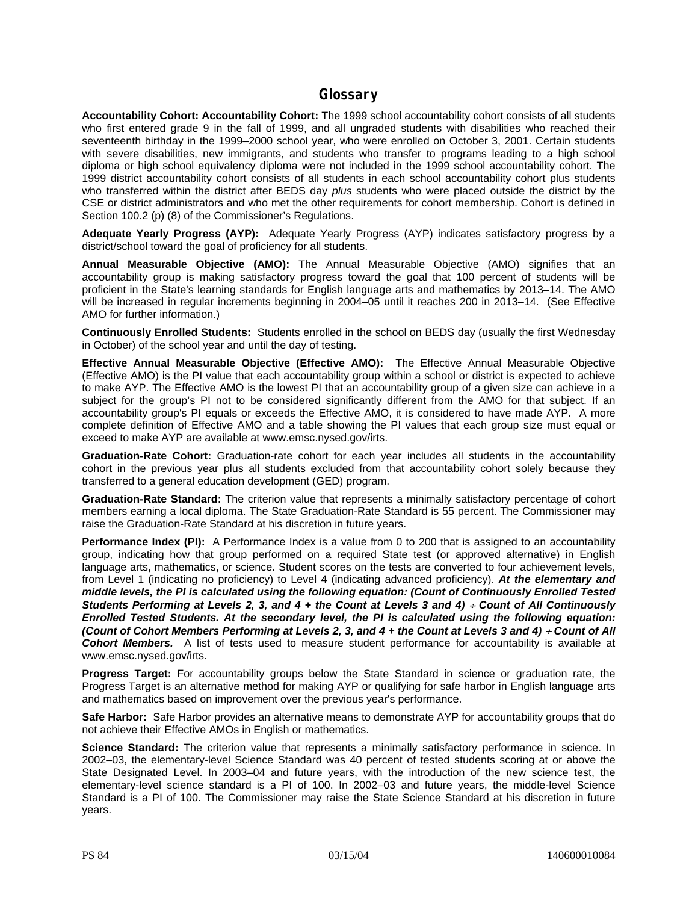## Glossary

**Accountability Cohort: Accountability Cohort:** The 1999 school accountability cohort consists of all students who first entered grade 9 in the fall of 1999, and all ungraded students with disabilities who reached their seventeenth birthday in the 1999–2000 school year, who were enrolled on October 3, 2001. Certain students with severe disabilities, new immigrants, and students who transfer to programs leading to a high school diploma or high school equivalency diploma were not included in the 1999 school accountability cohort. The 1999 district accountability cohort consists of all students in each school accountability cohort plus students who transferred within the district after BEDS day *plus* students who were placed outside the district by the CSE or district administrators and who met the other requirements for cohort membership. Cohort is defined in Section 100.2 (p) (8) of the Commissioner's Regulations.

**Adequate Yearly Progress (AYP):** Adequate Yearly Progress (AYP) indicates satisfactory progress by a district/school toward the goal of proficiency for all students.

**Annual Measurable Objective (AMO):** The Annual Measurable Objective (AMO) signifies that an accountability group is making satisfactory progress toward the goal that 100 percent of students will be proficient in the State's learning standards for English language arts and mathematics by 2013–14. The AMO will be increased in regular increments beginning in 2004–05 until it reaches 200 in 2013–14. (See Effective AMO for further information.)

**Continuously Enrolled Students:** Students enrolled in the school on BEDS day (usually the first Wednesday in October) of the school year and until the day of testing.

**Effective Annual Measurable Objective (Effective AMO):** The Effective Annual Measurable Objective (Effective AMO) is the PI value that each accountability group within a school or district is expected to achieve to make AYP. The Effective AMO is the lowest PI that an accountability group of a given size can achieve in a subject for the group's PI not to be considered significantly different from the AMO for that subject. If an accountability group's PI equals or exceeds the Effective AMO, it is considered to have made AYP. A more complete definition of Effective AMO and a table showing the PI values that each group size must equal or exceed to make AYP are available at www.emsc.nysed.gov/irts.

**Graduation-Rate Cohort:** Graduation-rate cohort for each year includes all students in the accountability cohort in the previous year plus all students excluded from that accountability cohort solely because they transferred to a general education development (GED) program.

**Graduation-Rate Standard:** The criterion value that represents a minimally satisfactory percentage of cohort members earning a local diploma. The State Graduation-Rate Standard is 55 percent. The Commissioner may raise the Graduation-Rate Standard at his discretion in future years.

**Performance Index (PI):** A Performance Index is a value from 0 to 200 that is assigned to an accountability group, indicating how that group performed on a required State test (or approved alternative) in English language arts, mathematics, or science. Student scores on the tests are converted to four achievement levels, from Level 1 (indicating no proficiency) to Level 4 (indicating advanced proficiency). ***At the elementary and middle levels, the PI is calculated using the following equation: (Count of Continuously Enrolled Tested Students Performing at Levels 2, 3, and 4 + the Count at Levels 3 and 4) ÷ Count of All Continuously Enrolled Tested Students. At the secondary level, the PI is calculated using the following equation: (Count of Cohort Members Performing at Levels 2, 3, and 4 + the Count at Levels 3 and 4) ÷ Count of All Cohort Members.*** A list of tests used to measure student performance for accountability is available at www.emsc.nysed.gov/irts.

**Progress Target:** For accountability groups below the State Standard in science or graduation rate, the Progress Target is an alternative method for making AYP or qualifying for safe harbor in English language arts and mathematics based on improvement over the previous year's performance.

**Safe Harbor:** Safe Harbor provides an alternative means to demonstrate AYP for accountability groups that do not achieve their Effective AMOs in English or mathematics.

**Science Standard:** The criterion value that represents a minimally satisfactory performance in science. In 2002–03, the elementary-level Science Standard was 40 percent of tested students scoring at or above the State Designated Level. In 2003–04 and future years, with the introduction of the new science test, the elementary-level science standard is a PI of 100. In 2002–03 and future years, the middle-level Science Standard is a PI of 100. The Commissioner may raise the State Science Standard at his discretion in future years.